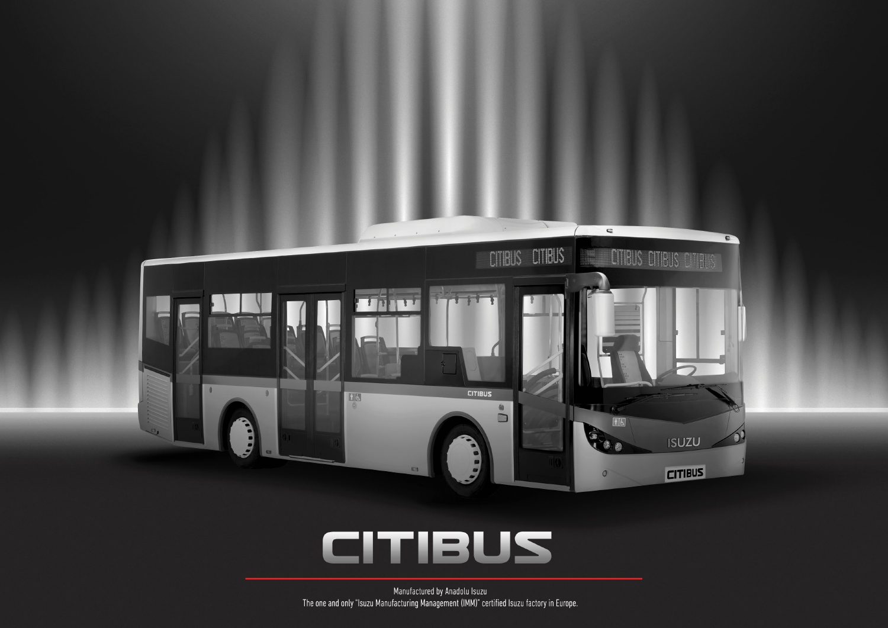# CITIBUS

Manufactured by Anadolu Isuzu

The one and only "Isuzu Manufacturing Management (IMM)" certified Isuzu factory in Europe.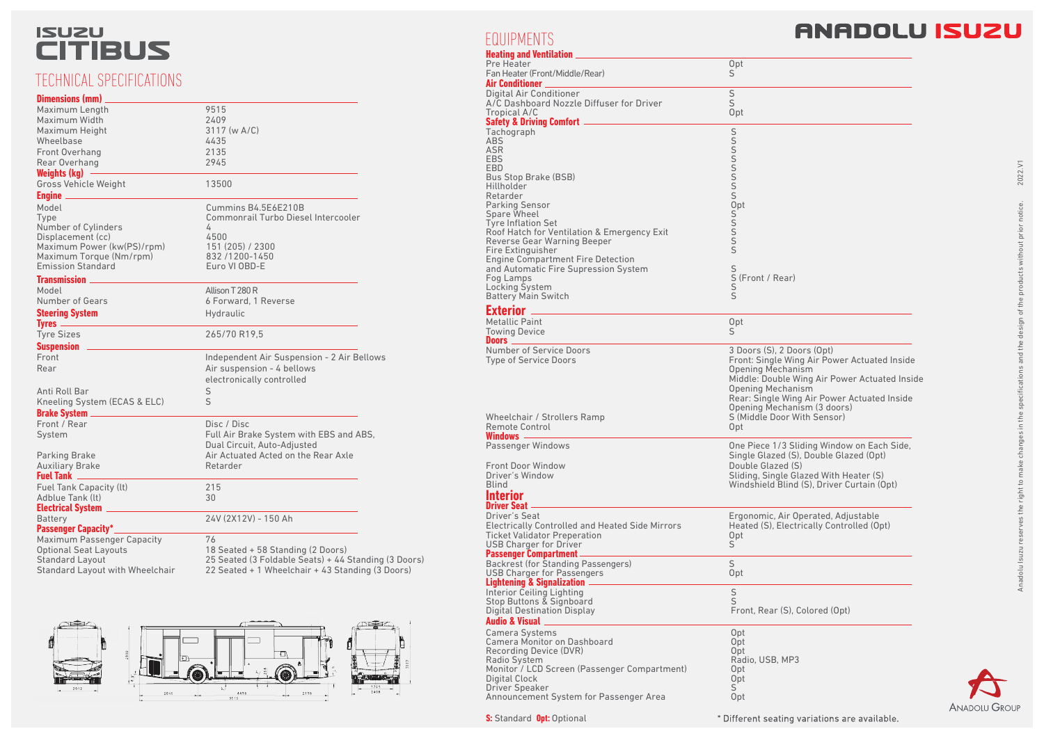# ISUZU CITIBUS

## TECHNICAL SPECIFICATIONS

### Dimensions (mm)

| | |
|---|---|
| Maximum Length | 9515 |
| Maximum Width | 2409 |
| Maximum Height | 3117 (w A/C) |
| Wheelbase | 4435 |
| Front Overhang | 2135 |
| Rear Overhang | 2945 |

### Weights (kg)

| | |
|---|---|
| Gross Vehicle Weight | 13500 |

### Engine

| | |
|---|---|
| Model | Cummins B4.5E6E210B |
| Type | Commonrail Turbo Diesel Intercooler |
| Number of Cylinders | 4 |
| Displacement (cc) | 4500 |
| Maximum Power (kw(PS)/rpm) | 151 (205) / 2300 |
| Maximum Torque (Nm/rpm) | 832 /1200-1450 |
| Emission Standard | Euro VI OBD-E |

### Transmission

| | |
|---|---|
| Model | Allison T 280 R |
| Number of Gears | 6 Forward, 1 Reverse |

### Steering System

| | |
|---|---|
| Steering System | Hydraulic |

### Tyres

| | |
|---|---|
| Tyre Sizes | 265/70 R19,5 |

### Suspension

| | |
|---|---|
| Front | Independent Air Suspension - 2 Air Bellows |
| Rear | Air suspension - 4 bellows electronically controlled |
| Anti Roll Bar | S |
| Kneeling System (ECAS & ELC) | S |

### Brake System

| | |
|---|---|
| Front / Rear | Disc / Disc |
| System | Full Air Brake System with EBS and ABS, Dual Circuit, Auto-Adjusted |
| Parking Brake | Air Actuated Acted on the Rear Axle |
| Auxiliary Brake | Retarder |

### Fuel Tank

| | |
|---|---|
| Fuel Tank Capacity (lt) | 215 |
| Adblue Tank (lt) | 30 |

### Electrical System

| | |
|---|---|
| Battery | 24V (2X12V) - 150 Ah |

### Passenger Capacity*

| | |
|---|---|
| Maximum Passenger Capacity | 76 |
| Optional Seat Layouts | 18 Seated + 58 Standing (2 Doors) |
| Standard Layout | 25 Seated (3 Foldable Seats) + 44 Standing (3 Doors) |
| Standard Layout with Wheelchair | 22 Seated + 1 Wheelchair + 43 Standing (3 Doors) |

2012
2945
4435
2135
9515
2409
3117

## EQUIPMENTS

### Heating and Ventilation

| | |
|---|---|
| Pre Heater | Opt |
| Fan Heater (Front/Middle/Rear) | S |

### Air Conditioner

| | |
|---|---|
| Digital Air Conditioner | S |
| A/C Dashboard Nozzle Diffuser for Driver | S |
| Tropical A/C | Opt |

### Safety & Driving Comfort

| | |
|---|---|
| Tachograph | S |
| ABS | S |
| ASR | S |
| EBS | S |
| EBD | S |
| Bus Stop Brake (BSB) | S |
| Hillholder | S |
| Retarder | S |
| Parking Sensor | Opt |
| Spare Wheel | S |
| Tyre Inflation Set | S |
| Roof Hatch for Ventilation & Emergency Exit | S |
| Reverse Gear Warning Beeper | S |
| Fire Extinguisher | S |
| Engine Compartment Fire Detection and Automatic Fire Supression System | S |
| Fog Lamps | S (Front / Rear) |
| Locking System | S |
| Battery Main Switch | S |

## Exterior

| | |
|---|---|
| Metallic Paint | Opt |
| Towing Device | S |

### Doors

| | |
|---|---|
| Number of Service Doors | 3 Doors (S), 2 Doors (Opt) |
| Type of Service Doors | Front: Single Wing Air Power Actuated Inside Opening Mechanism<br>Middle: Double Wing Air Power Actuated Inside Opening Mechanism<br>Rear: Single Wing Air Power Actuated Inside Opening Mechanism (3 doors) |
| Wheelchair / Strollers Ramp | S (Middle Door With Sensor) |
| Remote Control | Opt |

### Windows

| | |
|---|---|
| Passenger Windows | One Piece 1/3 Sliding Window on Each Side, Single Glazed (S), Double Glazed (Opt) |
| Front Door Window | Double Glazed (S) |
| Driver's Window | Sliding, Single Glazed With Heater (S) |
| Blind | Windshield Blind (S), Driver Curtain (Opt) |

## Interior

### Driver Seat

| | |
|---|---|
| Driver's Seat | Ergonomic, Air Operated, Adjustable |
| Electrically Controlled and Heated Side Mirrors | Heated (S), Electrically Controlled (Opt) |
| Ticket Validator Preperation | Opt |
| USB Charger for Driver | S |

### Passenger Compartment

| | |
|---|---|
| Backrest (for Standing Passengers) | S |
| USB Charger for Passengers | Opt |

### Lightening & Signalization

| | |
|---|---|
| Interior Ceiling Lighting | S |
| Stop Buttons & Signboard | S |
| Digital Destination Display | Front, Rear (S), Colored (Opt) |

### Audio & Visual

| | |
|---|---|
| Camera Systems | Opt |
| Camera Monitor on Dashboard | Opt |
| Recording Device (DVR) | Opt |
| Radio System | Radio, USB, MP3 |
| Monitor / LCD Screen (Passenger Compartment) | Opt |
| Digital Clock | Opt |
| Driver Speaker | S |
| Announcement System for Passenger Area | Opt |

**S:** Standard **Opt:** Optional

\* Different seating variations are available.

Anadolu Isuzu reserves the right to make changes in the specifications and the design of the products without prior notice. 2022.V1

ANADOLU ISUZU

Anadolu Group